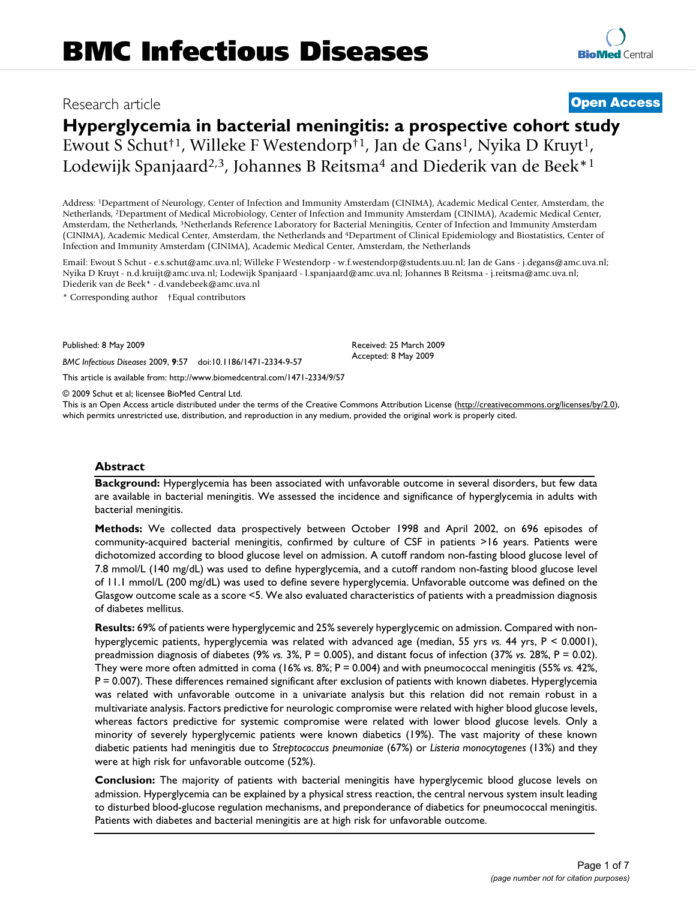# BMC Infectious Diseases

Research article

**Open Access**

## Hyperglycemia in bacterial meningitis: a prospective cohort study

Ewout S Schut†[1], Willeke F Westendorp†[1], Jan de Gans[1], Nyika D Kruyt[1], Lodewijk Spanjaard[2,3], Johannes B Reitsma[4] and Diederik van de Beek*[1]

Address: [1]Department of Neurology, Center of Infection and Immunity Amsterdam (CINIMA), Academic Medical Center, Amsterdam, the Netherlands, [2]Department of Medical Microbiology, Center of Infection and Immunity Amsterdam (CINIMA), Academic Medical Center, Amsterdam, the Netherlands, [3]Netherlands Reference Laboratory for Bacterial Meningitis, Center of Infection and Immunity Amsterdam (CINIMA), Academic Medical Center, Amsterdam, the Netherlands and [4]Department of Clinical Epidemiology and Biostatistics, Center of Infection and Immunity Amsterdam (CINIMA), Academic Medical Center, Amsterdam, the Netherlands

Email: Ewout S Schut - e.s.schut@amc.uva.nl; Willeke F Westendorp - w.f.westendorp@students.uu.nl; Jan de Gans - j.degans@amc.uva.nl; Nyika D Kruyt - n.d.kruijt@amc.uva.nl; Lodewijk Spanjaard - l.spanjaard@amc.uva.nl; Johannes B Reitsma - j.reitsma@amc.uva.nl; Diederik van de Beek* - d.vandebeek@amc.uva.nl

\* Corresponding author †Equal contributors

Published: 8 May 2009

*BMC Infectious Diseases* 2009, **9**:57 doi:10.1186/1471-2334-9-57

Received: 25 March 2009

Accepted: 8 May 2009

This article is available from: http://www.biomedcentral.com/1471-2334/9/57

© 2009 Schut et al; licensee BioMed Central Ltd.

This is an Open Access article distributed under the terms of the Creative Commons Attribution License (http://creativecommons.org/licenses/by/2.0), which permits unrestricted use, distribution, and reproduction in any medium, provided the original work is properly cited.

### Abstract

**Background:** Hyperglycemia has been associated with unfavorable outcome in several disorders, but few data are available in bacterial meningitis. We assessed the incidence and significance of hyperglycemia in adults with bacterial meningitis.

**Methods:** We collected data prospectively between October 1998 and April 2002, on 696 episodes of community-acquired bacterial meningitis, confirmed by culture of CSF in patients >16 years. Patients were dichotomized according to blood glucose level on admission. A cutoff random non-fasting blood glucose level of 7.8 mmol/L (140 mg/dL) was used to define hyperglycemia, and a cutoff random non-fasting blood glucose level of 11.1 mmol/L (200 mg/dL) was used to define severe hyperglycemia. Unfavorable outcome was defined on the Glasgow outcome scale as a score <5. We also evaluated characteristics of patients with a preadmission diagnosis of diabetes mellitus.

**Results:** 69% of patients were hyperglycemic and 25% severely hyperglycemic on admission. Compared with non-hyperglycemic patients, hyperglycemia was related with advanced age (median, 55 yrs *vs.* 44 yrs, $P < 0.0001$), preadmission diagnosis of diabetes (9% *vs.* 3%, $P = 0.005$), and distant focus of infection (37% *vs.* 28%, $P = 0.02$). They were more often admitted in coma (16% *vs.* 8%; $P = 0.004$) and with pneumococcal meningitis (55% *vs.* 42%, $P = 0.007$). These differences remained significant after exclusion of patients with known diabetes. Hyperglycemia was related with unfavorable outcome in a univariate analysis but this relation did not remain robust in a multivariate analysis. Factors predictive for neurologic compromise were related with higher blood glucose levels, whereas factors predictive for systemic compromise were related with lower blood glucose levels. Only a minority of severely hyperglycemic patients were known diabetics (19%). The vast majority of these known diabetic patients had meningitis due to *Streptococcus pneumoniae* (67%) or *Listeria monocytogenes* (13%) and they were at high risk for unfavorable outcome (52%).

**Conclusion:** The majority of patients with bacterial meningitis have hyperglycemic blood glucose levels on admission. Hyperglycemia can be explained by a physical stress reaction, the central nervous system insult leading to disturbed blood-glucose regulation mechanisms, and preponderance of diabetics for pneumococcal meningitis. Patients with diabetes and bacterial meningitis are at high risk for unfavorable outcome.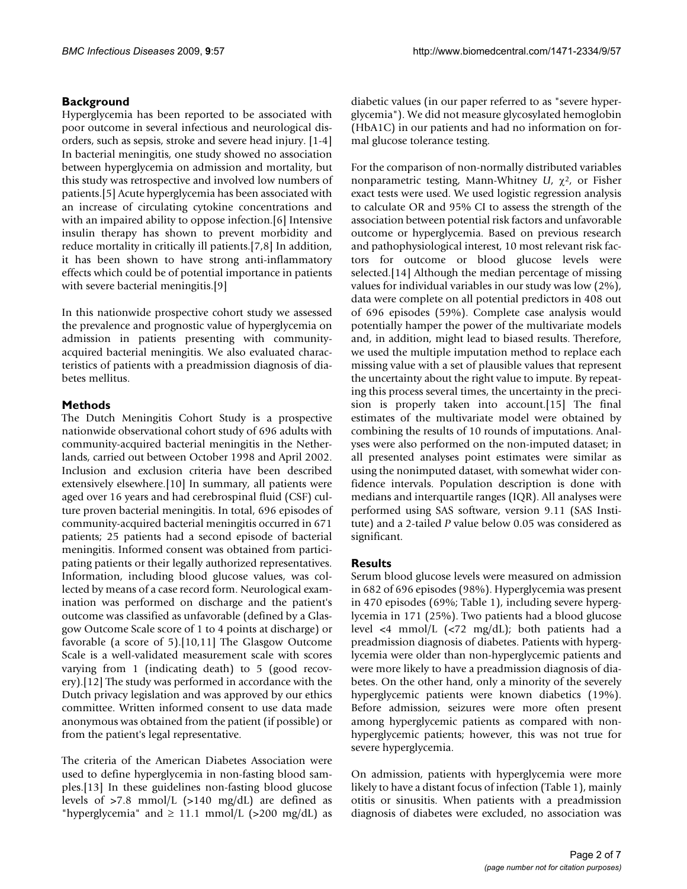## Background

Hyperglycemia has been reported to be associated with poor outcome in several infectious and neurological disorders, such as sepsis, stroke and severe head injury. [1-4] In bacterial meningitis, one study showed no association between hyperglycemia on admission and mortality, but this study was retrospective and involved low numbers of patients.[5] Acute hyperglycemia has been associated with an increase of circulating cytokine concentrations and with an impaired ability to oppose infection.[6] Intensive insulin therapy has shown to prevent morbidity and reduce mortality in critically ill patients.[7,8] In addition, it has been shown to have strong anti-inflammatory effects which could be of potential importance in patients with severe bacterial meningitis.[9]

In this nationwide prospective cohort study we assessed the prevalence and prognostic value of hyperglycemia on admission in patients presenting with community-acquired bacterial meningitis. We also evaluated characteristics of patients with a preadmission diagnosis of diabetes mellitus.

## Methods

The Dutch Meningitis Cohort Study is a prospective nationwide observational cohort study of 696 adults with community-acquired bacterial meningitis in the Netherlands, carried out between October 1998 and April 2002. Inclusion and exclusion criteria have been described extensively elsewhere.[10] In summary, all patients were aged over 16 years and had cerebrospinal fluid (CSF) culture proven bacterial meningitis. In total, 696 episodes of community-acquired bacterial meningitis occurred in 671 patients; 25 patients had a second episode of bacterial meningitis. Informed consent was obtained from participating patients or their legally authorized representatives. Information, including blood glucose values, was collected by means of a case record form. Neurological examination was performed on discharge and the patient's outcome was classified as unfavorable (defined by a Glasgow Outcome Scale score of 1 to 4 points at discharge) or favorable (a score of 5).[10,11] The Glasgow Outcome Scale is a well-validated measurement scale with scores varying from 1 (indicating death) to 5 (good recovery).[12] The study was performed in accordance with the Dutch privacy legislation and was approved by our ethics committee. Written informed consent to use data made anonymous was obtained from the patient (if possible) or from the patient's legal representative.

The criteria of the American Diabetes Association were used to define hyperglycemia in non-fasting blood samples.[13] In these guidelines non-fasting blood glucose levels of >7.8 mmol/L (>140 mg/dL) are defined as "hyperglycemia" and ≥ 11.1 mmol/L (>200 mg/dL) as diabetic values (in our paper referred to as "severe hyperglycemia"). We did not measure glycosylated hemoglobin (HbA1C) in our patients and had no information on formal glucose tolerance testing.

For the comparison of non-normally distributed variables nonparametric testing, Mann-Whitney *U*, $\chi^2$, or Fisher exact tests were used. We used logistic regression analysis to calculate OR and 95% CI to assess the strength of the association between potential risk factors and unfavorable outcome or hyperglycemia. Based on previous research and pathophysiological interest, 10 most relevant risk factors for outcome or blood glucose levels were selected.[14] Although the median percentage of missing values for individual variables in our study was low (2%), data were complete on all potential predictors in 408 out of 696 episodes (59%). Complete case analysis would potentially hamper the power of the multivariate models and, in addition, might lead to biased results. Therefore, we used the multiple imputation method to replace each missing value with a set of plausible values that represent the uncertainty about the right value to impute. By repeating this process several times, the uncertainty in the precision is properly taken into account.[15] The final estimates of the multivariate model were obtained by combining the results of 10 rounds of imputations. Analyses were also performed on the non-imputed dataset; in all presented analyses point estimates were similar as using the nonimputed dataset, with somewhat wider confidence intervals. Population description is done with medians and interquartile ranges (IQR). All analyses were performed using SAS software, version 9.11 (SAS Institute) and a 2-tailed *P* value below 0.05 was considered as significant.

## Results

Serum blood glucose levels were measured on admission in 682 of 696 episodes (98%). Hyperglycemia was present in 470 episodes (69%; Table 1), including severe hyperglycemia in 171 (25%). Two patients had a blood glucose level <4 mmol/L (<72 mg/dL); both patients had a preadmission diagnosis of diabetes. Patients with hyperglycemia were older than non-hyperglycemic patients and were more likely to have a preadmission diagnosis of diabetes. On the other hand, only a minority of the severely hyperglycemic patients were known diabetics (19%). Before admission, seizures were more often present among hyperglycemic patients as compared with non-hyperglycemic patients; however, this was not true for severe hyperglycemia.

On admission, patients with hyperglycemia were more likely to have a distant focus of infection (Table 1), mainly otitis or sinusitis. When patients with a preadmission diagnosis of diabetes were excluded, no association was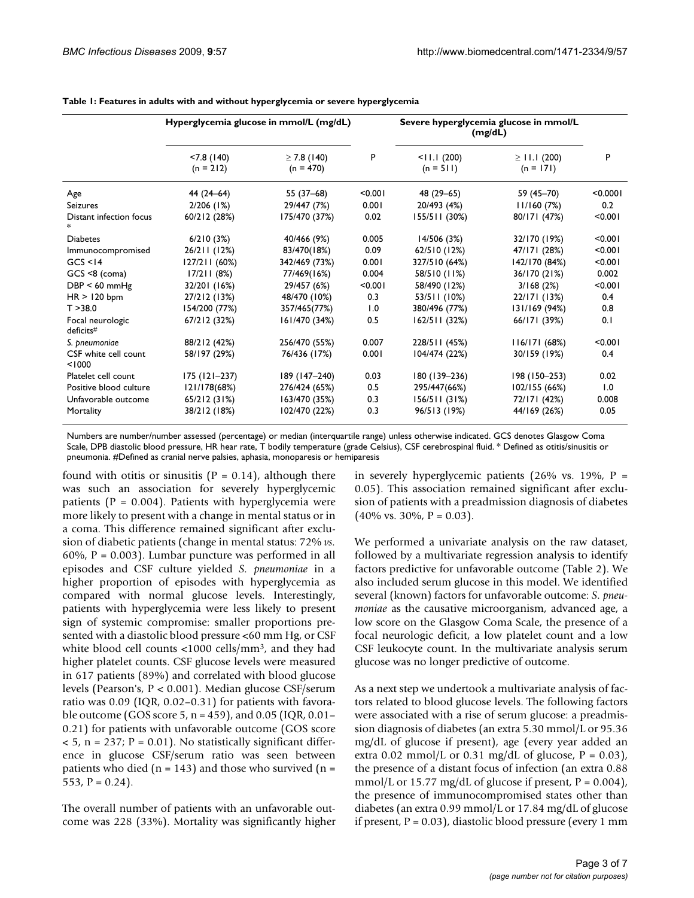**Table 1: Features in adults with and without hyperglycemia or severe hyperglycemia**

| | Hyperglycemia glucose in mmol/L (mg/dL) | | | Severe hyperglycemia glucose in mmol/L (mg/dL) | | |
|---|---|---|---|---|---|---|
| | <7.8 (140) (n = 212) | ≥ 7.8 (140) (n = 470) | P | <11.1 (200) (n = 511) | ≥ 11.1 (200) (n = 171) | P |
| Age | 44 (24–64) | 55 (37–68) | <0.001 | 48 (29–65) | 59 (45–70) | <0.0001 |
| Seizures | 2/206 (1%) | 29/447 (7%) | 0.001 | 20/493 (4%) | 11/160 (7%) | 0.2 |
| Distant infection focus * | 60/212 (28%) | 175/470 (37%) | 0.02 | 155/511 (30%) | 80/171 (47%) | <0.001 |
| Diabetes | 6/210 (3%) | 40/466 (9%) | 0.005 | 14/506 (3%) | 32/170 (19%) | <0.001 |
| Immunocompromised | 26/211 (12%) | 83/470(18%) | 0.09 | 62/510 (12%) | 47/171 (28%) | <0.001 |
| GCS <14 | 127/211 (60%) | 342/469 (73%) | 0.001 | 327/510 (64%) | 142/170 (84%) | <0.001 |
| GCS <8 (coma) | 17/211 (8%) | 77/469(16%) | 0.004 | 58/510 (11%) | 36/170 (21%) | 0.002 |
| DBP < 60 mmHg | 32/201 (16%) | 29/457 (6%) | <0.001 | 58/490 (12%) | 3/168 (2%) | <0.001 |
| HR > 120 bpm | 27/212 (13%) | 48/470 (10%) | 0.3 | 53/511 (10%) | 22/171 (13%) | 0.4 |
| T >38.0 | 154/200 (77%) | 357/465(77%) | 1.0 | 380/496 (77%) | 131/169 (94%) | 0.8 |
| Focal neurologic deficits# | 67/212 (32%) | 161/470 (34%) | 0.5 | 162/511 (32%) | 66/171 (39%) | 0.1 |
| *S. pneumoniae* | 88/212 (42%) | 256/470 (55%) | 0.007 | 228/511 (45%) | 116/171 (68%) | <0.001 |
| CSF white cell count <1000 | 58/197 (29%) | 76/436 (17%) | 0.001 | 104/474 (22%) | 30/159 (19%) | 0.4 |
| Platelet cell count | 175 (121–237) | 189 (147–240) | 0.03 | 180 (139–236) | 198 (150–253) | 0.02 |
| Positive blood culture | 121/178(68%) | 276/424 (65%) | 0.5 | 295/447(66%) | 102/155 (66%) | 1.0 |
| Unfavorable outcome | 65/212 (31%) | 163/470 (35%) | 0.3 | 156/511 (31%) | 72/171 (42%) | 0.008 |
| Mortality | 38/212 (18%) | 102/470 (22%) | 0.3 | 96/513 (19%) | 44/169 (26%) | 0.05 |

Numbers are number/number assessed (percentage) or median (interquartile range) unless otherwise indicated. GCS denotes Glasgow Coma Scale, DPB diastolic blood pressure, HR hear rate, T bodily temperature (grade Celsius), CSF cerebrospinal fluid. * Defined as otitis/sinusitis or pneumonia. #Defined as cranial nerve palsies, aphasia, monoparesis or hemiparesis

found with otitis or sinusitis (P = 0.14), although there was such an association for severely hyperglycemic patients (P = 0.004). Patients with hyperglycemia were more likely to present with a change in mental status or in a coma. This difference remained significant after exclusion of diabetic patients (change in mental status: 72% *vs.* 60%, P = 0.003). Lumbar puncture was performed in all episodes and CSF culture yielded *S. pneumoniae* in a higher proportion of episodes with hyperglycemia as compared with normal glucose levels. Interestingly, patients with hyperglycemia were less likely to present sign of systemic compromise: smaller proportions presented with a diastolic blood pressure <60 mm Hg, or CSF white blood cell counts <1000 cells/mm$^3$, and they had higher platelet counts. CSF glucose levels were measured in 617 patients (89%) and correlated with blood glucose levels (Pearson's, P < 0.001). Median glucose CSF/serum ratio was 0.09 (IQR, 0.02–0.31) for patients with favorable outcome (GOS score 5, n = 459), and 0.05 (IQR, 0.01–0.21) for patients with unfavorable outcome (GOS score < 5, n = 237; P = 0.01). No statistically significant difference in glucose CSF/serum ratio was seen between patients who died (n = 143) and those who survived (n = 553, P = 0.24).

The overall number of patients with an unfavorable outcome was 228 (33%). Mortality was significantly higher in severely hyperglycemic patients (26% vs. 19%, P = 0.05). This association remained significant after exclusion of patients with a preadmission diagnosis of diabetes (40% vs. 30%, P = 0.03).

We performed a univariate analysis on the raw dataset, followed by a multivariate regression analysis to identify factors predictive for unfavorable outcome (Table 2). We also included serum glucose in this model. We identified several (known) factors for unfavorable outcome: *S. pneumoniae* as the causative microorganism, advanced age, a low score on the Glasgow Coma Scale, the presence of a focal neurologic deficit, a low platelet count and a low CSF leukocyte count. In the multivariate analysis serum glucose was no longer predictive of outcome.

As a next step we undertook a multivariate analysis of factors related to blood glucose levels. The following factors were associated with a rise of serum glucose: a preadmission diagnosis of diabetes (an extra 5.30 mmol/L or 95.36 mg/dL of glucose if present), age (every year added an extra 0.02 mmol/L or 0.31 mg/dL of glucose, P = 0.03), the presence of a distant focus of infection (an extra 0.88 mmol/L or 15.77 mg/dL of glucose if present, P = 0.004), the presence of immunocompromised states other than diabetes (an extra 0.99 mmol/L or 17.84 mg/dL of glucose if present, P = 0.03), diastolic blood pressure (every 1 mm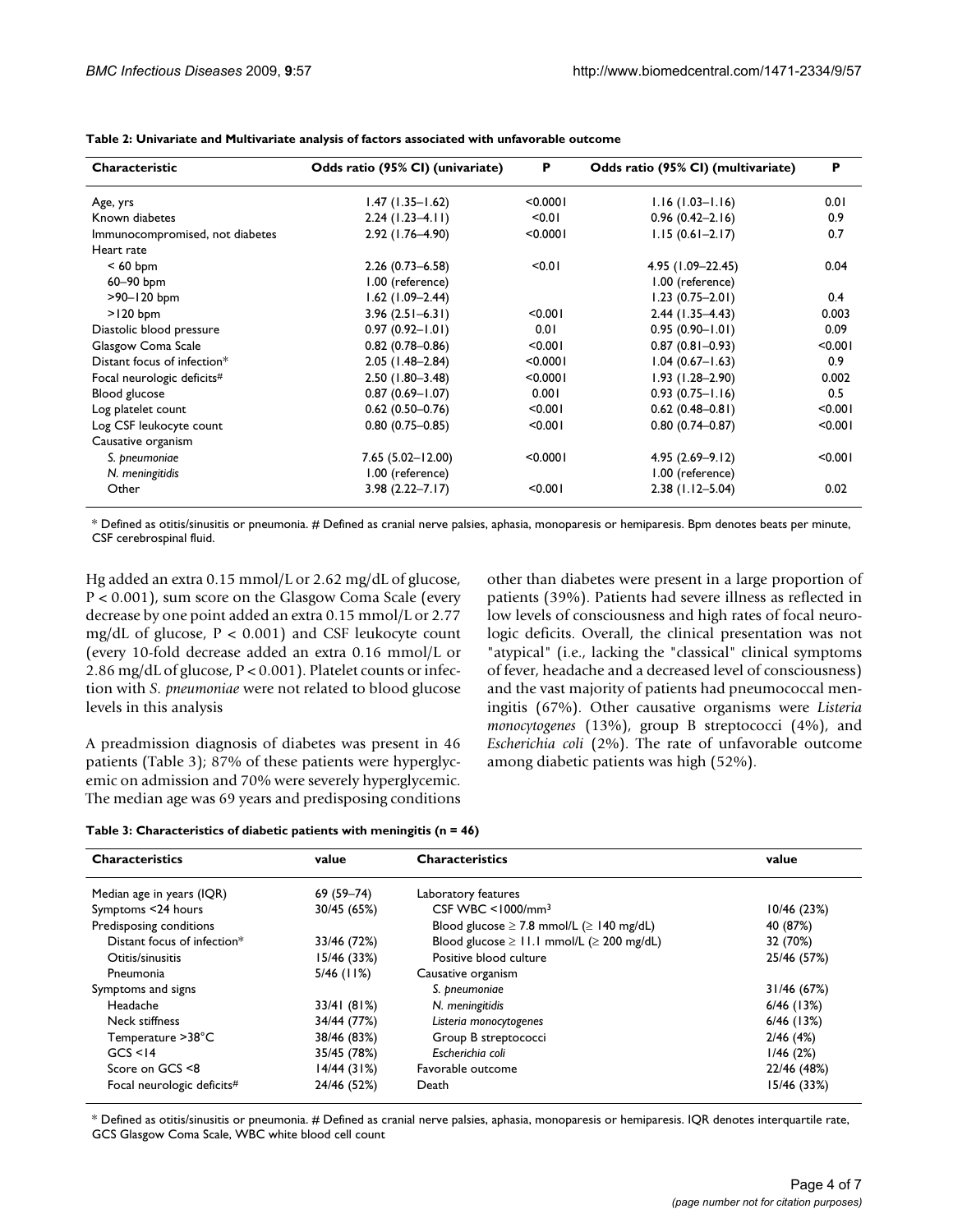**Table 2: Univariate and Multivariate analysis of factors associated with unfavorable outcome**

| Characteristic | Odds ratio (95% CI) (univariate) | P | Odds ratio (95% CI) (multivariate) | P |
|---|---|---|---|---|
| Age, yrs | 1.47 (1.35–1.62) | <0.0001 | 1.16 (1.03–1.16) | 0.01 |
| Known diabetes | 2.24 (1.23–4.11) | <0.01 | 0.96 (0.42–2.16) | 0.9 |
| Immunocompromised, not diabetes | 2.92 (1.76–4.90) | <0.0001 | 1.15 (0.61–2.17) | 0.7 |
| Heart rate | | | | |
| < 60 bpm | 2.26 (0.73–6.58) | <0.01 | 4.95 (1.09–22.45) | 0.04 |
| 60–90 bpm | 1.00 (reference) | | 1.00 (reference) | |
| >90–120 bpm | 1.62 (1.09–2.44) | | 1.23 (0.75–2.01) | 0.4 |
| >120 bpm | 3.96 (2.51–6.31) | <0.001 | 2.44 (1.35–4.43) | 0.003 |
| Diastolic blood pressure | 0.97 (0.92–1.01) | 0.01 | 0.95 (0.90–1.01) | 0.09 |
| Glasgow Coma Scale | 0.82 (0.78–0.86) | <0.001 | 0.87 (0.81–0.93) | <0.001 |
| Distant focus of infection* | 2.05 (1.48–2.84) | <0.0001 | 1.04 (0.67–1.63) | 0.9 |
| Focal neurologic deficits# | 2.50 (1.80–3.48) | <0.0001 | 1.93 (1.28–2.90) | 0.002 |
| Blood glucose | 0.87 (0.69–1.07) | 0.001 | 0.93 (0.75–1.16) | 0.5 |
| Log platelet count | 0.62 (0.50–0.76) | <0.001 | 0.62 (0.48–0.81) | <0.001 |
| Log CSF leukocyte count | 0.80 (0.75–0.85) | <0.001 | 0.80 (0.74–0.87) | <0.001 |
| Causative organism | | | | |
| *S. pneumoniae* | 7.65 (5.02–12.00) | <0.0001 | 4.95 (2.69–9.12) | <0.001 |
| *N. meningitidis* | 1.00 (reference) | | 1.00 (reference) | |
| Other | 3.98 (2.22–7.17) | <0.001 | 2.38 (1.12–5.04) | 0.02 |

\* Defined as otitis/sinusitis or pneumonia. # Defined as cranial nerve palsies, aphasia, monoparesis or hemiparesis. Bpm denotes beats per minute, CSF cerebrospinal fluid.

Hg added an extra 0.15 mmol/L or 2.62 mg/dL of glucose, $P < 0.001$), sum score on the Glasgow Coma Scale (every decrease by one point added an extra 0.15 mmol/L or 2.77 mg/dL of glucose, $P < 0.001$) and CSF leukocyte count (every 10-fold decrease added an extra 0.16 mmol/L or 2.86 mg/dL of glucose, $P < 0.001$). Platelet counts or infection with *S. pneumoniae* were not related to blood glucose levels in this analysis

A preadmission diagnosis of diabetes was present in 46 patients (Table 3); 87% of these patients were hyperglycemic on admission and 70% were severely hyperglycemic. The median age was 69 years and predisposing conditions other than diabetes were present in a large proportion of patients (39%). Patients had severe illness as reflected in low levels of consciousness and high rates of focal neurologic deficits. Overall, the clinical presentation was not "atypical" (i.e., lacking the "classical" clinical symptoms of fever, headache and a decreased level of consciousness) and the vast majority of patients had pneumococcal meningitis (67%). Other causative organisms were *Listeria monocytogenes* (13%), group B streptococci (4%), and *Escherichia coli* (2%). The rate of unfavorable outcome among diabetic patients was high (52%).

**Table 3: Characteristics of diabetic patients with meningitis (n = 46)**

| Characteristics | value | Characteristics | value |
|---|---|---|---|
| Median age in years (IQR) | 69 (59–74) | Laboratory features | |
| Symptoms <24 hours | 30/45 (65%) | CSF WBC <1000/mm³ | 10/46 (23%) |
| Predisposing conditions | | Blood glucose ≥ 7.8 mmol/L (≥ 140 mg/dL) | 40 (87%) |
| Distant focus of infection* | 33/46 (72%) | Blood glucose ≥ 11.1 mmol/L (≥ 200 mg/dL) | 32 (70%) |
| Otitis/sinusitis | 15/46 (33%) | Positive blood culture | 25/46 (57%) |
| Pneumonia | 5/46 (11%) | Causative organism | |
| Symptoms and signs | | *S. pneumoniae* | 31/46 (67%) |
| Headache | 33/41 (81%) | *N. meningitidis* | 6/46 (13%) |
| Neck stiffness | 34/44 (77%) | *Listeria monocytogenes* | 6/46 (13%) |
| Temperature >38°C | 38/46 (83%) | Group B streptococci | 2/46 (4%) |
| GCS <14 | 35/45 (78%) | *Escherichia coli* | 1/46 (2%) |
| Score on GCS <8 | 14/44 (31%) | Favorable outcome | 22/46 (48%) |
| Focal neurologic deficits# | 24/46 (52%) | Death | 15/46 (33%) |

\* Defined as otitis/sinusitis or pneumonia. # Defined as cranial nerve palsies, aphasia, monoparesis or hemiparesis. IQR denotes interquartile rate, GCS Glasgow Coma Scale, WBC white blood cell count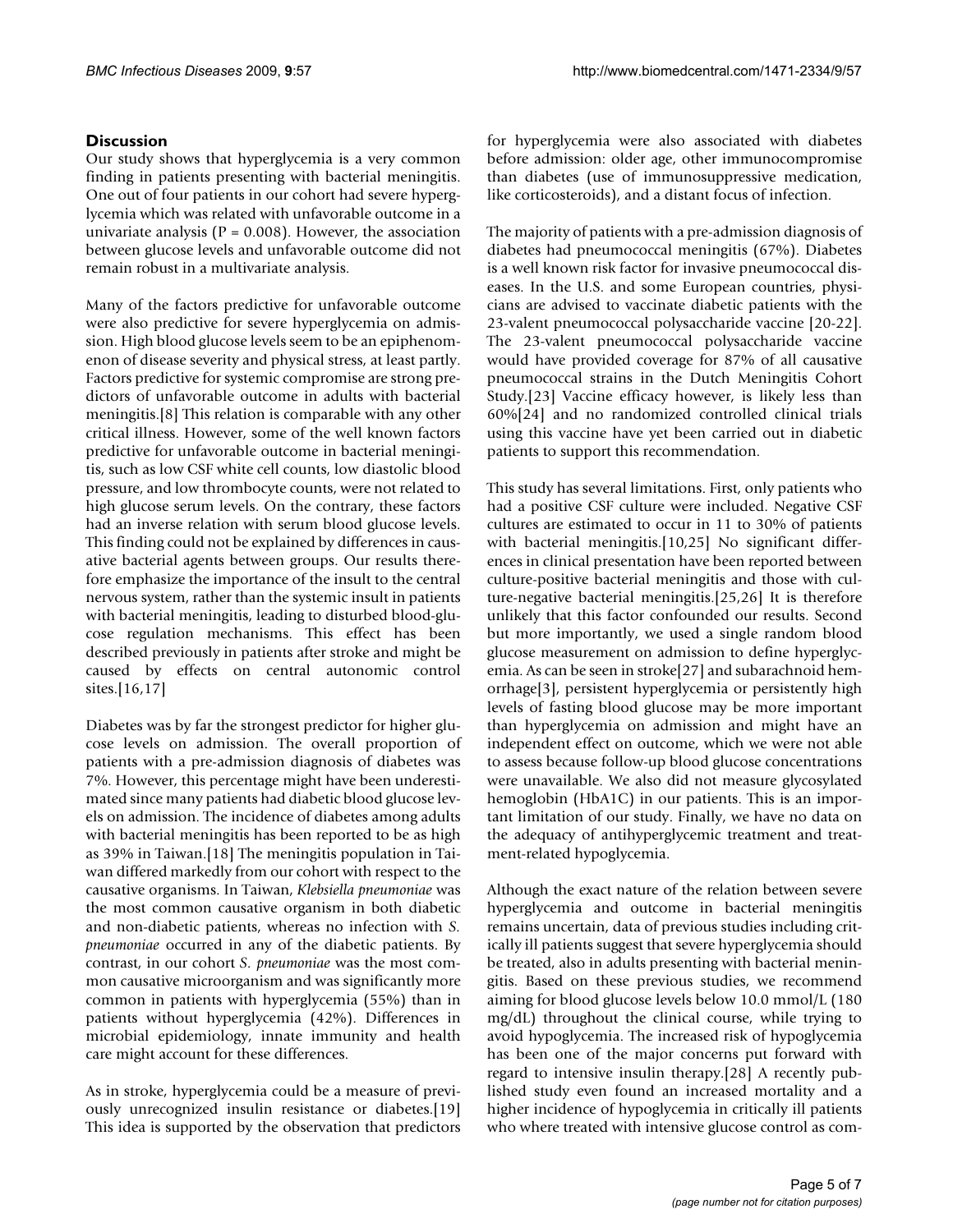## Discussion

Our study shows that hyperglycemia is a very common finding in patients presenting with bacterial meningitis. One out of four patients in our cohort had severe hyperglycemia which was related with unfavorable outcome in a univariate analysis (P = 0.008). However, the association between glucose levels and unfavorable outcome did not remain robust in a multivariate analysis.

Many of the factors predictive for unfavorable outcome were also predictive for severe hyperglycemia on admission. High blood glucose levels seem to be an epiphenomenon of disease severity and physical stress, at least partly. Factors predictive for systemic compromise are strong predictors of unfavorable outcome in adults with bacterial meningitis.[8] This relation is comparable with any other critical illness. However, some of the well known factors predictive for unfavorable outcome in bacterial meningitis, such as low CSF white cell counts, low diastolic blood pressure, and low thrombocyte counts, were not related to high glucose serum levels. On the contrary, these factors had an inverse relation with serum blood glucose levels. This finding could not be explained by differences in causative bacterial agents between groups. Our results therefore emphasize the importance of the insult to the central nervous system, rather than the systemic insult in patients with bacterial meningitis, leading to disturbed blood-glucose regulation mechanisms. This effect has been described previously in patients after stroke and might be caused by effects on central autonomic control sites.[16,17]

Diabetes was by far the strongest predictor for higher glucose levels on admission. The overall proportion of patients with a pre-admission diagnosis of diabetes was 7%. However, this percentage might have been underestimated since many patients had diabetic blood glucose levels on admission. The incidence of diabetes among adults with bacterial meningitis has been reported to be as high as 39% in Taiwan.[18] The meningitis population in Taiwan differed markedly from our cohort with respect to the causative organisms. In Taiwan, *Klebsiella pneumoniae* was the most common causative organism in both diabetic and non-diabetic patients, whereas no infection with *S. pneumoniae* occurred in any of the diabetic patients. By contrast, in our cohort *S. pneumoniae* was the most common causative microorganism and was significantly more common in patients with hyperglycemia (55%) than in patients without hyperglycemia (42%). Differences in microbial epidemiology, innate immunity and health care might account for these differences.

As in stroke, hyperglycemia could be a measure of previously unrecognized insulin resistance or diabetes.[19] This idea is supported by the observation that predictors for hyperglycemia were also associated with diabetes before admission: older age, other immunocompromise than diabetes (use of immunosuppressive medication, like corticosteroids), and a distant focus of infection.

The majority of patients with a pre-admission diagnosis of diabetes had pneumococcal meningitis (67%). Diabetes is a well known risk factor for invasive pneumococcal diseases. In the U.S. and some European countries, physicians are advised to vaccinate diabetic patients with the 23-valent pneumococcal polysaccharide vaccine [20-22]. The 23-valent pneumococcal polysaccharide vaccine would have provided coverage for 87% of all causative pneumococcal strains in the Dutch Meningitis Cohort Study.[23] Vaccine efficacy however, is likely less than 60%[24] and no randomized controlled clinical trials using this vaccine have yet been carried out in diabetic patients to support this recommendation.

This study has several limitations. First, only patients who had a positive CSF culture were included. Negative CSF cultures are estimated to occur in 11 to 30% of patients with bacterial meningitis.[10,25] No significant differences in clinical presentation have been reported between culture-positive bacterial meningitis and those with culture-negative bacterial meningitis.[25,26] It is therefore unlikely that this factor confounded our results. Second but more importantly, we used a single random blood glucose measurement on admission to define hyperglycemia. As can be seen in stroke[27] and subarachnoid hemorrhage[3], persistent hyperglycemia or persistently high levels of fasting blood glucose may be more important than hyperglycemia on admission and might have an independent effect on outcome, which we were not able to assess because follow-up blood glucose concentrations were unavailable. We also did not measure glycosylated hemoglobin (HbA1C) in our patients. This is an important limitation of our study. Finally, we have no data on the adequacy of antihyperglycemic treatment and treatment-related hypoglycemia.

Although the exact nature of the relation between severe hyperglycemia and outcome in bacterial meningitis remains uncertain, data of previous studies including critically ill patients suggest that severe hyperglycemia should be treated, also in adults presenting with bacterial meningitis. Based on these previous studies, we recommend aiming for blood glucose levels below 10.0 mmol/L (180 mg/dL) throughout the clinical course, while trying to avoid hypoglycemia. The increased risk of hypoglycemia has been one of the major concerns put forward with regard to intensive insulin therapy.[28] A recently published study even found an increased mortality and a higher incidence of hypoglycemia in critically ill patients who where treated with intensive glucose control as com-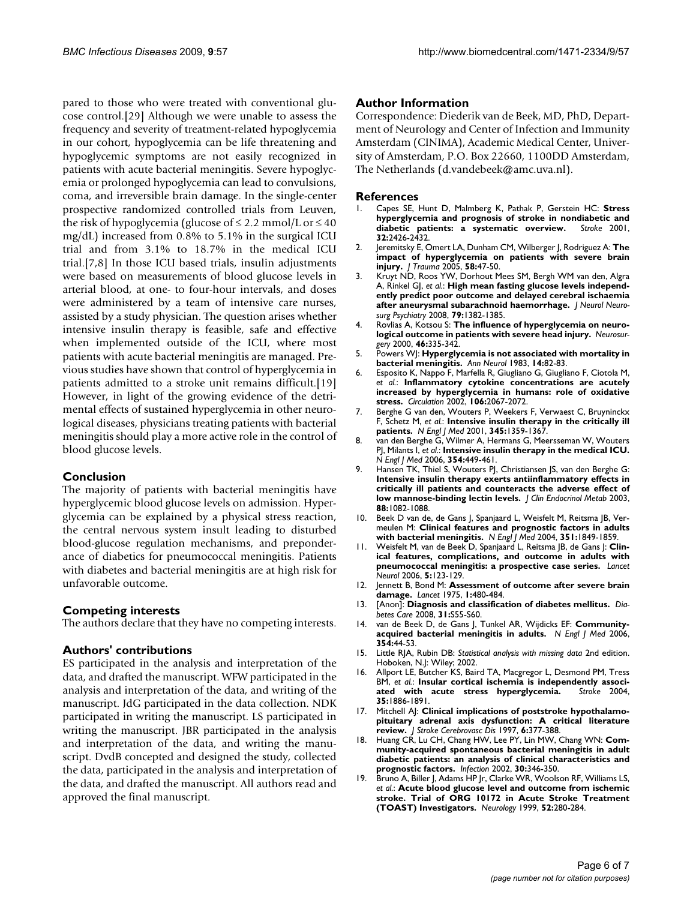pared to those who were treated with conventional glucose control.[29] Although we were unable to assess the frequency and severity of treatment-related hypoglycemia in our cohort, hypoglycemia can be life threatening and hypoglycemic symptoms are not easily recognized in patients with acute bacterial meningitis. Severe hypoglycemia or prolonged hypoglycemia can lead to convulsions, coma, and irreversible brain damage. In the single-center prospective randomized controlled trials from Leuven, the risk of hypoglycemia (glucose of ≤ 2.2 mmol/L or ≤ 40 mg/dL) increased from 0.8% to 5.1% in the surgical ICU trial and from 3.1% to 18.7% in the medical ICU trial.[7,8] In those ICU based trials, insulin adjustments were based on measurements of blood glucose levels in arterial blood, at one- to four-hour intervals, and doses were administered by a team of intensive care nurses, assisted by a study physician. The question arises whether intensive insulin therapy is feasible, safe and effective when implemented outside of the ICU, where most patients with acute bacterial meningitis are managed. Previous studies have shown that control of hyperglycemia in patients admitted to a stroke unit remains difficult.[19] However, in light of the growing evidence of the detrimental effects of sustained hyperglycemia in other neurological diseases, physicians treating patients with bacterial meningitis should play a more active role in the control of blood glucose levels.

## Conclusion

The majority of patients with bacterial meningitis have hyperglycemic blood glucose levels on admission. Hyperglycemia can be explained by a physical stress reaction, the central nervous system insult leading to disturbed blood-glucose regulation mechanisms, and preponderance of diabetics for pneumococcal meningitis. Patients with diabetes and bacterial meningitis are at high risk for unfavorable outcome.

## Competing interests

The authors declare that they have no competing interests.

## Authors' contributions

ES participated in the analysis and interpretation of the data, and drafted the manuscript. WFW participated in the analysis and interpretation of the data, and writing of the manuscript. JdG participated in the data collection. NDK participated in writing the manuscript. LS participated in writing the manuscript. JBR participated in the analysis and interpretation of the data, and writing the manuscript. DvdB concepted and designed the study, collected the data, participated in the analysis and interpretation of the data, and drafted the manuscript. All authors read and approved the final manuscript.

## Author Information

Correspondence: Diederik van de Beek, MD, PhD, Department of Neurology and Center of Infection and Immunity Amsterdam (CINIMA), Academic Medical Center, University of Amsterdam, P.O. Box 22660, 1100DD Amsterdam, The Netherlands (d.vandebeek@amc.uva.nl).

## References

1. Capes SE, Hunt D, Malmberg K, Pathak P, Gerstein HC: **Stress hyperglycemia and prognosis of stroke in nondiabetic and diabetic patients: a systematic overview.** *Stroke* 2001, **32:**2426-2432.
2. Jeremitsky E, Omert LA, Dunham CM, Wilberger J, Rodriguez A: **The impact of hyperglycemia on patients with severe brain injury.** *J Trauma* 2005, **58:**47-50.
3. Kruyt ND, Roos YW, Dorhout Mees SM, Bergh WM van den, Algra A, Rinkel GJ, *et al.*: **High mean fasting glucose levels independently predict poor outcome and delayed cerebral ischaemia after aneurysmal subarachnoid haemorrhage.** *J Neurol Neurosurg Psychiatry* 2008, **79:**1382-1385.
4. Rovlias A, Kotsou S: **The influence of hyperglycemia on neurological outcome in patients with severe head injury.** *Neurosurgery* 2000, **46:**335-342.
5. Powers WJ: **Hyperglycemia is not associated with mortality in bacterial meningitis.** *Ann Neurol* 1983, **14:**82-83.
6. Esposito K, Nappo F, Marfella R, Giugliano G, Giugliano F, Ciotola M, *et al.*: **Inflammatory cytokine concentrations are acutely increased by hyperglycemia in humans: role of oxidative stress.** *Circulation* 2002, **106:**2067-2072.
7. Berghe G van den, Wouters P, Weekers F, Verwaest C, Bruyninckx F, Schetz M, *et al.*: **Intensive insulin therapy in the critically ill patients.** *N Engl J Med* 2001, **345:**1359-1367.
8. van den Berghe G, Wilmer A, Hermans G, Meersseman W, Wouters PJ, Milants I, *et al.*: **Intensive insulin therapy in the medical ICU.** *N Engl J Med* 2006, **354:**449-461.
9. Hansen TK, Thiel S, Wouters PJ, Christiansen JS, van den Berghe G: **Intensive insulin therapy exerts antiinflammatory effects in critically ill patients and counteracts the adverse effect of low mannose-binding lectin levels.** *J Clin Endocrinol Metab* 2003, **88:**1082-1088.
10. Beek D van de, de Gans J, Spanjaard L, Weisfelt M, Reitsma JB, Vermeulen M: **Clinical features and prognostic factors in adults with bacterial meningitis.** *N Engl J Med* 2004, **351:**1849-1859.
11. Weisfelt M, van de Beek D, Spanjaard L, Reitsma JB, de Gans J: **Clinical features, complications, and outcome in adults with pneumococcal meningitis: a prospective case series.** *Lancet Neurol* 2006, **5:**123-129.
12. Jennett B, Bond M: **Assessment of outcome after severe brain damage.** *Lancet* 1975, **1:**480-484.
13. [Anon]: **Diagnosis and classification of diabetes mellitus.** *Diabetes Care* 2008, **31:**S55-S60.
14. van de Beek D, de Gans J, Tunkel AR, Wijdicks EF: **Community-acquired bacterial meningitis in adults.** *N Engl J Med* 2006, **354:**44-53.
15. Little RJA, Rubin DB: *Statistical analysis with missing data* 2nd edition. Hoboken, N.J: Wiley; 2002.
16. Allport LE, Butcher KS, Baird TA, Macgregor L, Desmond PM, Tress BM, *et al.*: **Insular cortical ischemia is independently associated with acute stress hyperglycemia.** *Stroke* 2004, **35:**1886-1891.
17. Mitchell AJ: **Clinical implications of poststroke hypothalamo-pituitary adrenal axis dysfunction: A critical literature review.** *J Stroke Cerebrovasc Dis* 1997, **6:**377-388.
18. Huang CR, Lu CH, Chang HW, Lee PY, Lin MW, Chang WN: **Community-acquired spontaneous bacterial meningitis in adult diabetic patients: an analysis of clinical characteristics and prognostic factors.** *Infection* 2002, **30:**346-350.
19. Bruno A, Biller J, Adams HP Jr, Clarke WR, Woolson RF, Williams LS, *et al.*: **Acute blood glucose level and outcome from ischemic stroke. Trial of ORG 10172 in Acute Stroke Treatment (TOAST) Investigators.** *Neurology* 1999, **52:**280-284.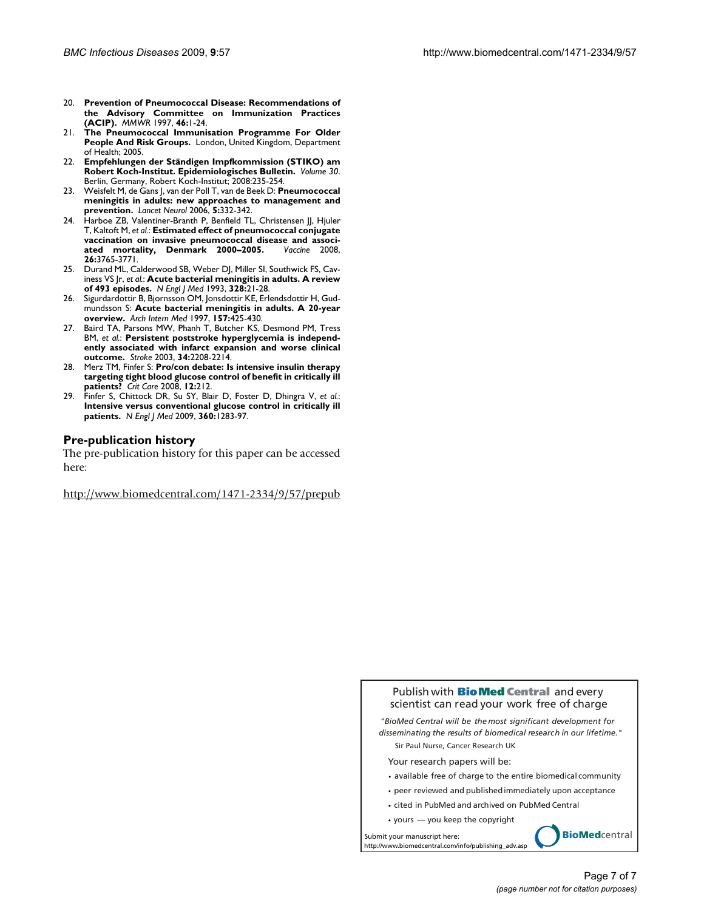20. **Prevention of Pneumococcal Disease: Recommendations of the Advisory Committee on Immunization Practices (ACIP).** *MMWR* 1997, **46:**1-24.
21. **The Pneumococcal Immunisation Programme For Older People And Risk Groups.** London, United Kingdom, Department of Health; 2005.
22. **Empfehlungen der Ständigen Impfkommission (STIKO) am Robert Koch-Institut. Epidemiologisches Bulletin.** *Volume 30*. Berlin, Germany, Robert Koch-Institut; 2008:235-254.
23. Weisfelt M, de Gans J, van der Poll T, van de Beek D: **Pneumococcal meningitis in adults: new approaches to management and prevention.** *Lancet Neurol* 2006, **5:**332-342.
24. Harboe ZB, Valentiner-Branth P, Benfield TL, Christensen JJ, Hjuler T, Kaltoft M, *et al.*: **Estimated effect of pneumococcal conjugate vaccination on invasive pneumococcal disease and associated mortality, Denmark 2000–2005.** *Vaccine* 2008, **26:**3765-3771.
25. Durand ML, Calderwood SB, Weber DJ, Miller SI, Southwick FS, Caviness VS Jr, *et al.*: **Acute bacterial meningitis in adults. A review of 493 episodes.** *N Engl J Med* 1993, **328:**21-28.
26. Sigurdardottir B, Bjornsson OM, Jonsdottir KE, Erlendsdottir H, Gudmundsson S: **Acute bacterial meningitis in adults. A 20-year overview.** *Arch Intern Med* 1997, **157:**425-430.
27. Baird TA, Parsons MW, Phanh T, Butcher KS, Desmond PM, Tress BM, *et al.*: **Persistent poststroke hyperglycemia is independently associated with infarct expansion and worse clinical outcome.** *Stroke* 2003, **34:**2208-2214.
28. Merz TM, Finfer S: **Pro/con debate: Is intensive insulin therapy targeting tight blood glucose control of benefit in critically ill patients?** *Crit Care* 2008, **12:**212.
29. Finfer S, Chittock DR, Su SY, Blair D, Foster D, Dhingra V, *et al.*: **Intensive versus conventional glucose control in critically ill patients.** *N Engl J Med* 2009, **360:**1283-97.

## Pre-publication history

The pre-publication history for this paper can be accessed here:

http://www.biomedcentral.com/1471-2334/9/57/prepub

Publish with **BioMed Central** and every scientist can read your work free of charge

*"BioMed Central will be the most significant development for disseminating the results of biomedical research in our lifetime."*

Sir Paul Nurse, Cancer Research UK

Your research papers will be:

- available free of charge to the entire biomedical community
- peer reviewed and published immediately upon acceptance
- cited in PubMed and archived on PubMed Central
- yours — you keep the copyright

Submit your manuscript here:
http://www.biomedcentral.com/info/publishing_adv.asp

**BioMed**central